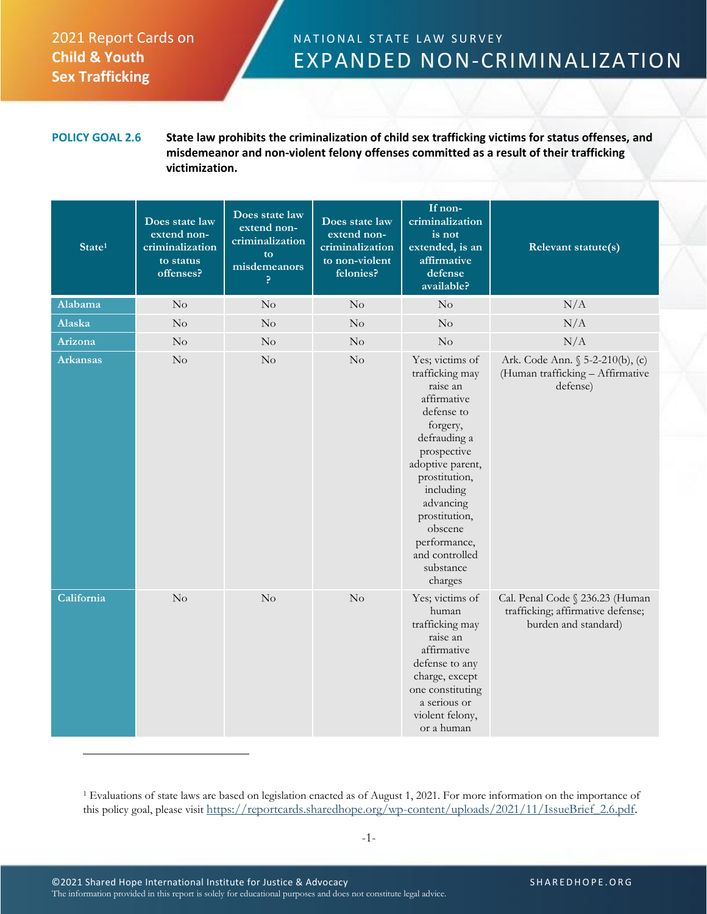2021 Report Cards on **Child & Youth Sex Trafficking**

NATIONAL STATE LAW SURVEY

# EXPANDED NON-CRIMINALIZATION

**POLICY GOAL 2.6** **State law prohibits the criminalization of child sex trafficking victims for status offenses, and misdemeanor and non-violent felony offenses committed as a result of their trafficking victimization.**

| State[1] | Does state law extend non-criminalization to status offenses? | Does state law extend non-criminalization to misdemeanors? | Does state law extend non-criminalization to non-violent felonies? | If non-criminalization is not extended, is an affirmative defense available? | Relevant statute(s) |
|---|---|---|---|---|---|
| Alabama | No | No | No | No | N/A |
| Alaska | No | No | No | No | N/A |
| Arizona | No | No | No | No | N/A |
| Arkansas | No | No | No | Yes; victims of trafficking may raise an affirmative defense to forgery, defrauding a prospective adoptive parent, prostitution, including advancing prostitution, obscene performance, and controlled substance charges | Ark. Code Ann. § 5-2-210(b), (c) (Human trafficking – Affirmative defense) |
| California | No | No | No | Yes; victims of human trafficking may raise an affirmative defense to any charge, except one constituting a serious or violent felony, or a human | Cal. Penal Code § 236.23 (Human trafficking; affirmative defense; burden and standard) |

[1] Evaluations of state laws are based on legislation enacted as of August 1, 2021. For more information on the importance of this policy goal, please visit https://reportcards.sharedhope.org/wp-content/uploads/2021/11/IssueBrief_2.6.pdf.

©2021 Shared Hope International Institute for Justice & Advocacy
The information provided in this report is solely for educational purposes and does not constitute legal advice.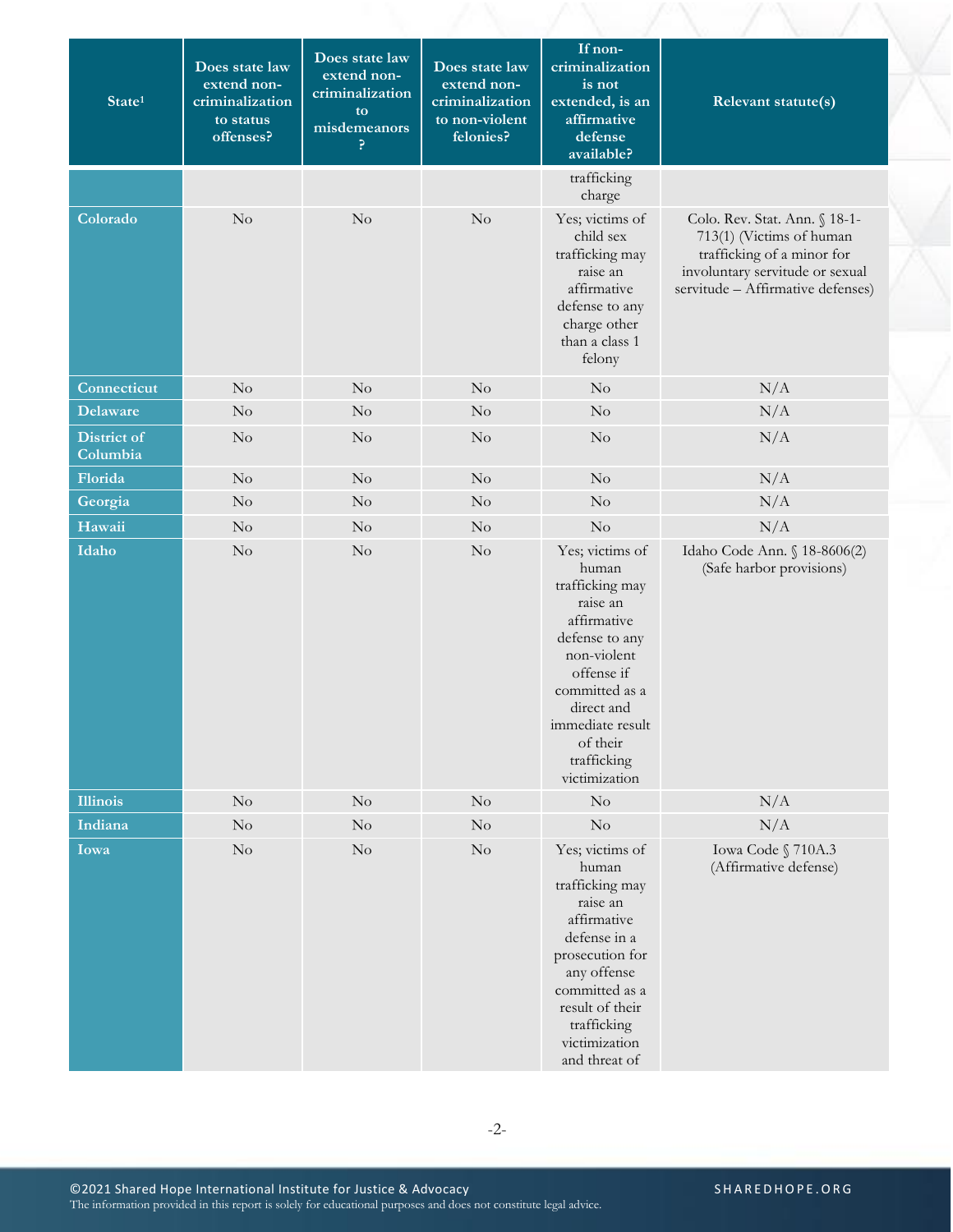| State[1] | Does state law extend non-criminalization to status offenses? | Does state law extend non-criminalization to misdemeanors? | Does state law extend non-criminalization to non-violent felonies? | If non-criminalization is not extended, is an affirmative defense available? | Relevant statute(s) |
|---|---|---|---|---|---|
| | | | | trafficking charge | |
| Colorado | No | No | No | Yes; victims of child sex trafficking may raise an affirmative defense to any charge other than a class 1 felony | Colo. Rev. Stat. Ann. § 18-1-713(1) (Victims of human trafficking of a minor for involuntary servitude or sexual servitude – Affirmative defenses) |
| Connecticut | No | No | No | No | N/A |
| Delaware | No | No | No | No | N/A |
| District of Columbia | No | No | No | No | N/A |
| Florida | No | No | No | No | N/A |
| Georgia | No | No | No | No | N/A |
| Hawaii | No | No | No | No | N/A |
| Idaho | No | No | No | Yes; victims of human trafficking may raise an affirmative defense to any non-violent offense if committed as a direct and immediate result of their trafficking victimization | Idaho Code Ann. § 18-8606(2) (Safe harbor provisions) |
| Illinois | No | No | No | No | N/A |
| Indiana | No | No | No | No | N/A |
| Iowa | No | No | No | Yes; victims of human trafficking may raise an affirmative defense in a prosecution for any offense committed as a result of their trafficking victimization and threat of | Iowa Code § 710A.3 (Affirmative defense) |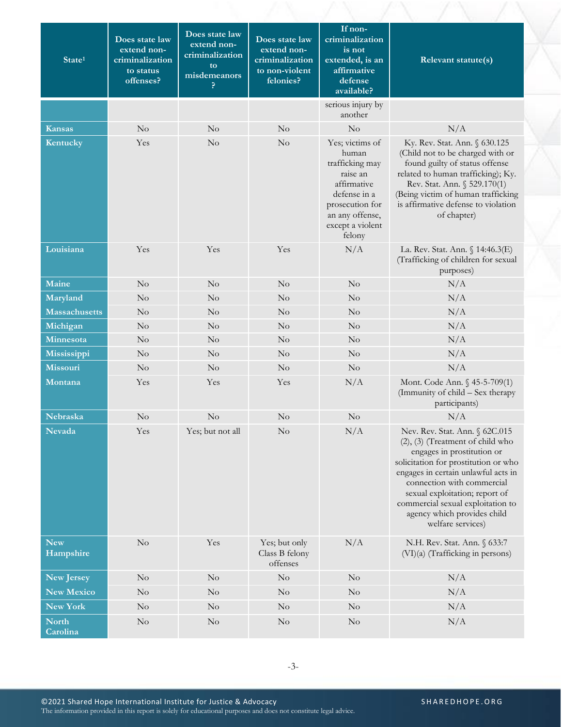| State[1] | Does state law extend non-criminalization to status offenses? | Does state law extend non-criminalization to misdemeanors? | Does state law extend non-criminalization to non-violent felonies? | If non-criminalization is not extended, is an affirmative defense available? | Relevant statute(s) |
|---|---|---|---|---|---|
| | | | | serious injury by another | |
| Kansas | No | No | No | No | N/A |
| Kentucky | Yes | No | No | Yes; victims of human trafficking may raise an affirmative defense in a prosecution for an any offense, except a violent felony | Ky. Rev. Stat. Ann. § 630.125 (Child not to be charged with or found guilty of status offense related to human trafficking); Ky. Rev. Stat. Ann. § 529.170(1) (Being victim of human trafficking is affirmative defense to violation of chapter) |
| Louisiana | Yes | Yes | Yes | N/A | La. Rev. Stat. Ann. § 14:46.3(E) (Trafficking of children for sexual purposes) |
| Maine | No | No | No | No | N/A |
| Maryland | No | No | No | No | N/A |
| Massachusetts | No | No | No | No | N/A |
| Michigan | No | No | No | No | N/A |
| Minnesota | No | No | No | No | N/A |
| Mississippi | No | No | No | No | N/A |
| Missouri | No | No | No | No | N/A |
| Montana | Yes | Yes | Yes | N/A | Mont. Code Ann. § 45-5-709(1) (Immunity of child – Sex therapy participants) |
| Nebraska | No | No | No | No | N/A |
| Nevada | Yes | Yes; but not all | No | N/A | Nev. Rev. Stat. Ann. § 62C.015 (2), (3) (Treatment of child who engages in prostitution or solicitation for prostitution or who engages in certain unlawful acts in connection with commercial sexual exploitation; report of commercial sexual exploitation to agency which provides child welfare services) |
| New Hampshire | No | Yes | Yes; but only Class B felony offenses | N/A | N.H. Rev. Stat. Ann. § 633:7 (VI)(a) (Trafficking in persons) |
| New Jersey | No | No | No | No | N/A |
| New Mexico | No | No | No | No | N/A |
| New York | No | No | No | No | N/A |
| North Carolina | No | No | No | No | N/A |

©2021 Shared Hope International Institute for Justice & Advocacy
The information provided in this report is solely for educational purposes and does not constitute legal advice.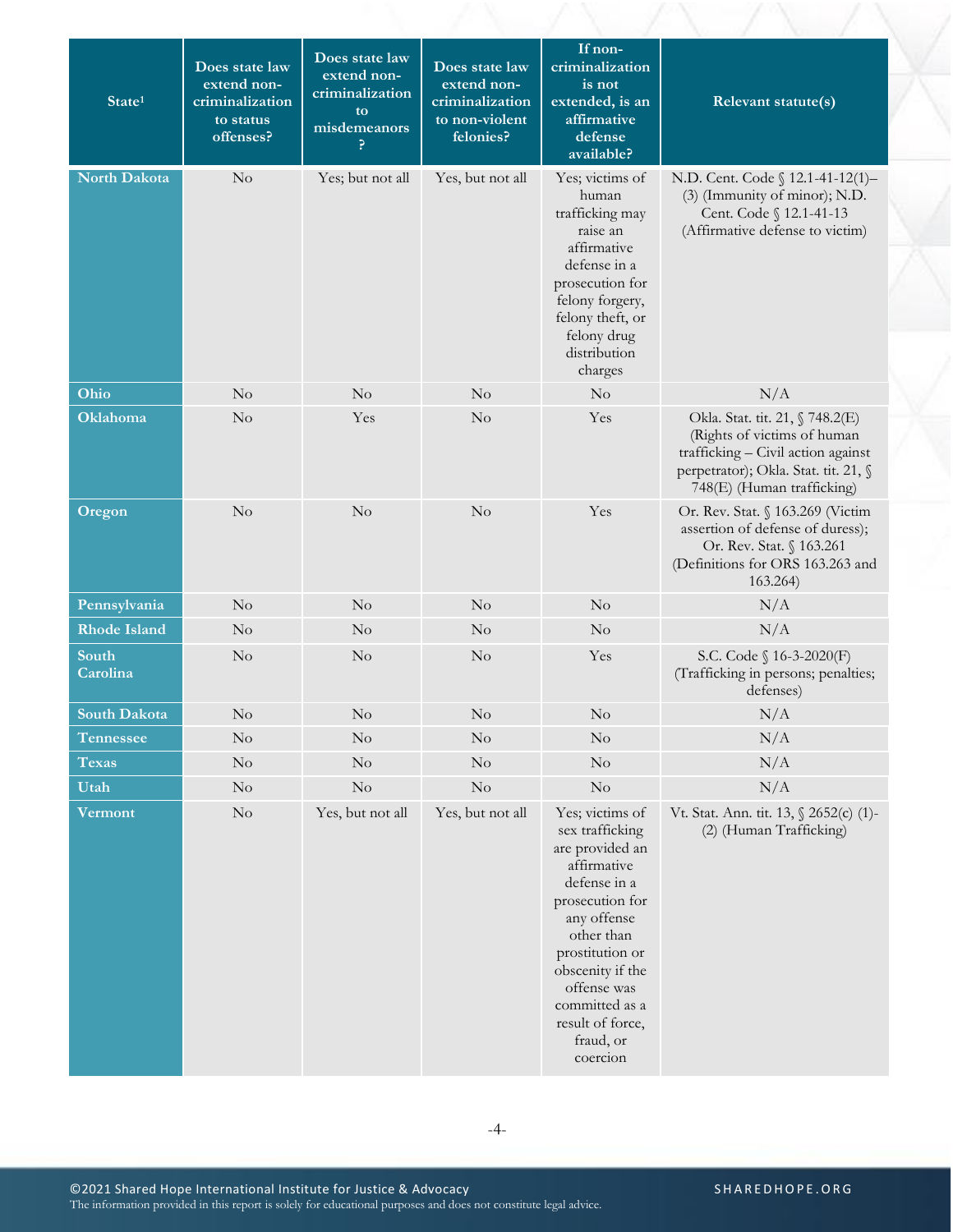| State[1] | Does state law extend non-criminalization to status offenses? | Does state law extend non-criminalization to misdemeanors? | Does state law extend non-criminalization to non-violent felonies? | If non-criminalization is not extended, is an affirmative defense available? | Relevant statute(s) |
|---|---|---|---|---|---|
| North Dakota | No | Yes; but not all | Yes, but not all | Yes; victims of human trafficking may raise an affirmative defense in a prosecution for felony forgery, felony theft, or felony drug distribution charges | N.D. Cent. Code § 12.1-41-12(1)–(3) (Immunity of minor); N.D. Cent. Code § 12.1-41-13 (Affirmative defense to victim) |
| Ohio | No | No | No | No | N/A |
| Oklahoma | No | Yes | No | Yes | Okla. Stat. tit. 21, § 748.2(E) (Rights of victims of human trafficking – Civil action against perpetrator); Okla. Stat. tit. 21, § 748(E) (Human trafficking) |
| Oregon | No | No | No | Yes | Or. Rev. Stat. § 163.269 (Victim assertion of defense of duress); Or. Rev. Stat. § 163.261 (Definitions for ORS 163.263 and 163.264) |
| Pennsylvania | No | No | No | No | N/A |
| Rhode Island | No | No | No | No | N/A |
| South Carolina | No | No | No | Yes | S.C. Code § 16-3-2020(F) (Trafficking in persons; penalties; defenses) |
| South Dakota | No | No | No | No | N/A |
| Tennessee | No | No | No | No | N/A |
| Texas | No | No | No | No | N/A |
| Utah | No | No | No | No | N/A |
| Vermont | No | Yes, but not all | Yes, but not all | Yes; victims of sex trafficking are provided an affirmative defense in a prosecution for any offense other than prostitution or obscenity if the offense was committed as a result of force, fraud, or coercion | Vt. Stat. Ann. tit. 13, § 2652(c) (1)-(2) (Human Trafficking) |

©2021 Shared Hope International Institute for Justice & Advocacy
The information provided in this report is solely for educational purposes and does not constitute legal advice.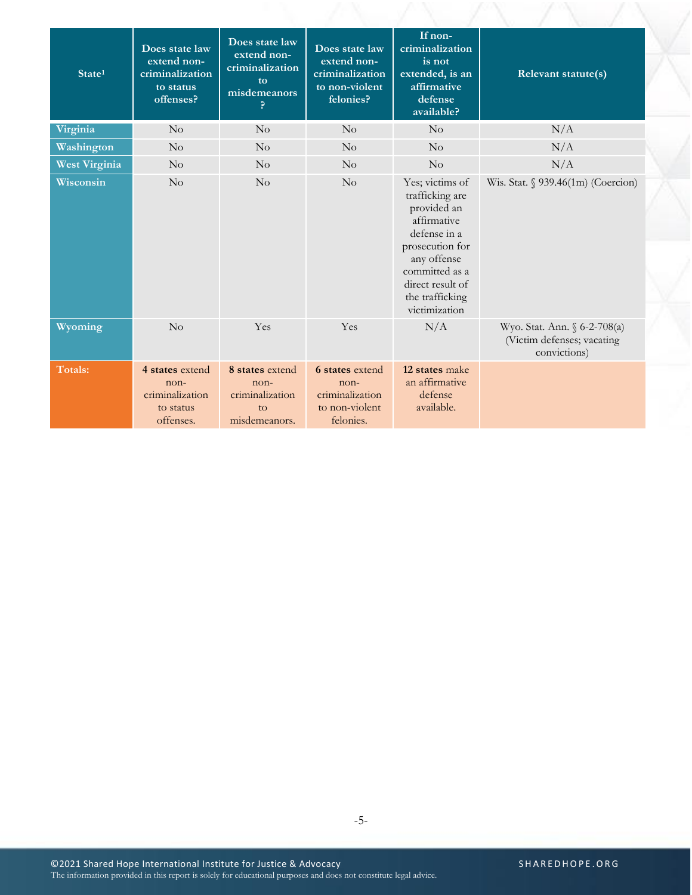| State[1] | Does state law extend non-criminalization to status offenses? | Does state law extend non-criminalization to misdemeanors? | Does state law extend non-criminalization to non-violent felonies? | If non-criminalization is not extended, is an affirmative defense available? | Relevant statute(s) |
|---|---|---|---|---|---|
| Virginia | No | No | No | No | N/A |
| Washington | No | No | No | No | N/A |
| West Virginia | No | No | No | No | N/A |
| Wisconsin | No | No | No | Yes; victims of trafficking are provided an affirmative defense in a prosecution for any offense committed as a direct result of the trafficking victimization | Wis. Stat. § 939.46(1m) (Coercion) |
| Wyoming | No | Yes | Yes | N/A | Wyo. Stat. Ann. § 6-2-708(a) (Victim defenses; vacating convictions) |
| Totals: | **4 states** extend non-criminalization to status offenses. | **8 states** extend non-criminalization to misdemeanors. | **6 states** extend non-criminalization to non-violent felonies. | **12 states** make an affirmative defense available. | |

©2021 Shared Hope International Institute for Justice & Advocacy
The information provided in this report is solely for educational purposes and does not constitute legal advice.